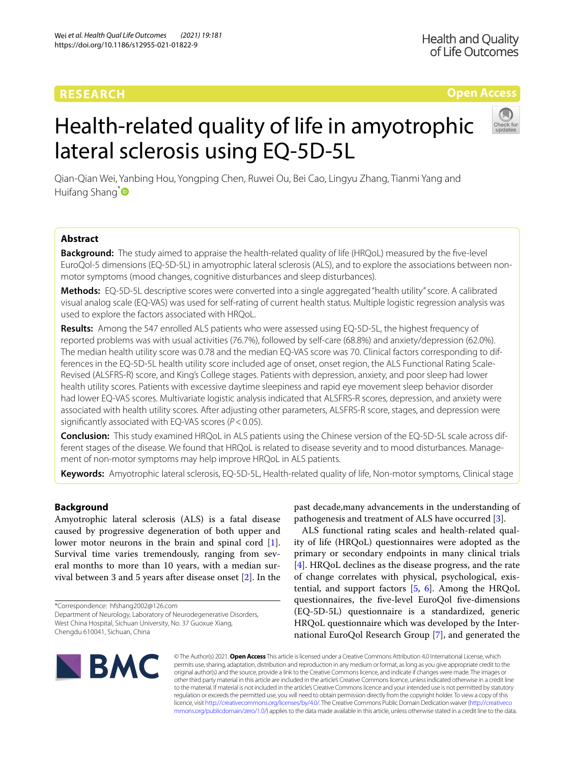RESEARCH

Open Access

# Health-related quality of life in amyotrophic lateral sclerosis using EQ-5D-5L

Qian-Qian Wei, Yanbing Hou, Yongping Chen, Ruwei Ou, Bei Cao, Lingyu Zhang, Tianmi Yang and Huifang Shang*

## Abstract

**Background:** The study aimed to appraise the health-related quality of life (HRQoL) measured by the five-level EuroQol-5 dimensions (EQ-5D-5L) in amyotrophic lateral sclerosis (ALS), and to explore the associations between non-motor symptoms (mood changes, cognitive disturbances and sleep disturbances).

**Methods:** EQ-5D-5L descriptive scores were converted into a single aggregated "health utility" score. A calibrated visual analog scale (EQ-VAS) was used for self-rating of current health status. Multiple logistic regression analysis was used to explore the factors associated with HRQoL.

**Results:** Among the 547 enrolled ALS patients who were assessed using EQ-5D-5L, the highest frequency of reported problems was with usual activities (76.7%), followed by self-care (68.8%) and anxiety/depression (62.0%). The median health utility score was 0.78 and the median EQ-VAS score was 70. Clinical factors corresponding to differences in the EQ-5D-5L health utility score included age of onset, onset region, the ALS Functional Rating Scale-Revised (ALSFRS-R) score, and King's College stages. Patients with depression, anxiety, and poor sleep had lower health utility scores. Patients with excessive daytime sleepiness and rapid eye movement sleep behavior disorder had lower EQ-VAS scores. Multivariate logistic analysis indicated that ALSFRS-R scores, depression, and anxiety were associated with health utility scores. After adjusting other parameters, ALSFRS-R score, stages, and depression were significantly associated with EQ-VAS scores ($P < 0.05$).

**Conclusion:** This study examined HRQoL in ALS patients using the Chinese version of the EQ-5D-5L scale across different stages of the disease. We found that HRQoL is related to disease severity and to mood disturbances. Management of non-motor symptoms may help improve HRQoL in ALS patients.

**Keywords:** Amyotrophic lateral sclerosis, EQ-5D-5L, Health-related quality of life, Non-motor symptoms, Clinical stage

## Background

Amyotrophic lateral sclerosis (ALS) is a fatal disease caused by progressive degeneration of both upper and lower motor neurons in the brain and spinal cord [1]. Survival time varies tremendously, ranging from several months to more than 10 years, with a median survival between 3 and 5 years after disease onset [2]. In the past decade,many advancements in the understanding of pathogenesis and treatment of ALS have occurred [3].

ALS functional rating scales and health-related quality of life (HRQoL) questionnaires were adopted as the primary or secondary endpoints in many clinical trials [4]. HRQoL declines as the disease progress, and the rate of change correlates with physical, psychological, existential, and support factors [5, 6]. Among the HRQoL questionnaires, the five-level EuroQol five-dimensions (EQ-5D-5L) questionnaire is a standardized, generic HRQoL questionnaire which was developed by the International EuroQol Research Group [7], and generated the

*Correspondence: hfshang2002@126.com
Department of Neurology, Laboratory of Neurodegenerative Disorders, West China Hospital, Sichuan University, No. 37 Guoxue Xiang, Chengdu 610041, Sichuan, China

© The Author(s) 2021. **Open Access** This article is licensed under a Creative Commons Attribution 4.0 International License, which permits use, sharing, adaptation, distribution and reproduction in any medium or format, as long as you give appropriate credit to the original author(s) and the source, provide a link to the Creative Commons licence, and indicate if changes were made. The images or other third party material in this article are included in the article's Creative Commons licence, unless indicated otherwise in a credit line to the material. If material is not included in the article's Creative Commons licence and your intended use is not permitted by statutory regulation or exceeds the permitted use, you will need to obtain permission directly from the copyright holder. To view a copy of this licence, visit http://creativecommons.org/licenses/by/4.0/. The Creative Commons Public Domain Dedication waiver (http://creativecommons.org/publicdomain/zero/1.0/) applies to the data made available in this article, unless otherwise stated in a credit line to the data.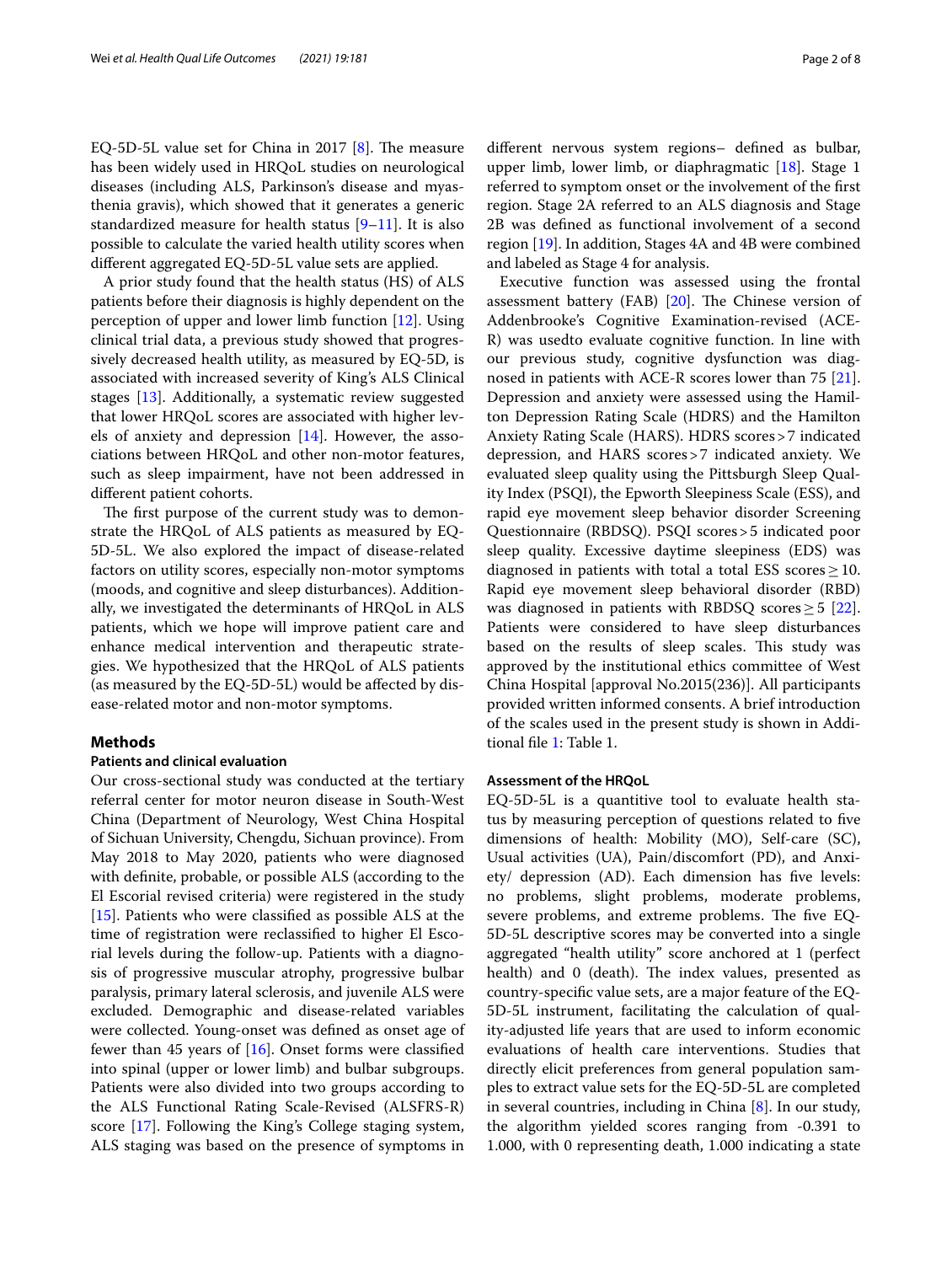EQ-5D-5L value set for China in 2017 [8]. The measure has been widely used in HRQoL studies on neurological diseases (including ALS, Parkinson's disease and myasthenia gravis), which showed that it generates a generic standardized measure for health status [9–11]. It is also possible to calculate the varied health utility scores when different aggregated EQ-5D-5L value sets are applied.

A prior study found that the health status (HS) of ALS patients before their diagnosis is highly dependent on the perception of upper and lower limb function [12]. Using clinical trial data, a previous study showed that progressively decreased health utility, as measured by EQ-5D, is associated with increased severity of King's ALS Clinical stages [13]. Additionally, a systematic review suggested that lower HRQoL scores are associated with higher levels of anxiety and depression [14]. However, the associations between HRQoL and other non-motor features, such as sleep impairment, have not been addressed in different patient cohorts.

The first purpose of the current study was to demonstrate the HRQoL of ALS patients as measured by EQ-5D-5L. We also explored the impact of disease-related factors on utility scores, especially non-motor symptoms (moods, and cognitive and sleep disturbances). Additionally, we investigated the determinants of HRQoL in ALS patients, which we hope will improve patient care and enhance medical intervention and therapeutic strategies. We hypothesized that the HRQoL of ALS patients (as measured by the EQ-5D-5L) would be affected by disease-related motor and non-motor symptoms.

## Methods

### Patients and clinical evaluation

Our cross-sectional study was conducted at the tertiary referral center for motor neuron disease in South-West China (Department of Neurology, West China Hospital of Sichuan University, Chengdu, Sichuan province). From May 2018 to May 2020, patients who were diagnosed with definite, probable, or possible ALS (according to the El Escorial revised criteria) were registered in the study [15]. Patients who were classified as possible ALS at the time of registration were reclassified to higher El Escorial levels during the follow-up. Patients with a diagnosis of progressive muscular atrophy, progressive bulbar paralysis, primary lateral sclerosis, and juvenile ALS were excluded. Demographic and disease-related variables were collected. Young-onset was defined as onset age of fewer than 45 years of [16]. Onset forms were classified into spinal (upper or lower limb) and bulbar subgroups. Patients were also divided into two groups according to the ALS Functional Rating Scale-Revised (ALSFRS-R) score [17]. Following the King's College staging system, ALS staging was based on the presence of symptoms in different nervous system regions– defined as bulbar, upper limb, lower limb, or diaphragmatic [18]. Stage 1 referred to symptom onset or the involvement of the first region. Stage 2A referred to an ALS diagnosis and Stage 2B was defined as functional involvement of a second region [19]. In addition, Stages 4A and 4B were combined and labeled as Stage 4 for analysis.

Executive function was assessed using the frontal assessment battery (FAB) [20]. The Chinese version of Addenbrooke's Cognitive Examination-revised (ACE-R) was usedto evaluate cognitive function. In line with our previous study, cognitive dysfunction was diagnosed in patients with ACE-R scores lower than 75 [21]. Depression and anxiety were assessed using the Hamilton Depression Rating Scale (HDRS) and the Hamilton Anxiety Rating Scale (HARS). HDRS scores > 7 indicated depression, and HARS scores > 7 indicated anxiety. We evaluated sleep quality using the Pittsburgh Sleep Quality Index (PSQI), the Epworth Sleepiness Scale (ESS), and rapid eye movement sleep behavior disorder Screening Questionnaire (RBDSQ). PSQI scores > 5 indicated poor sleep quality. Excessive daytime sleepiness (EDS) was diagnosed in patients with total a total ESS scores ≥ 10. Rapid eye movement sleep behavioral disorder (RBD) was diagnosed in patients with RBDSQ scores ≥ 5 [22]. Patients were considered to have sleep disturbances based on the results of sleep scales. This study was approved by the institutional ethics committee of West China Hospital [approval No.2015(236)]. All participants provided written informed consents. A brief introduction of the scales used in the present study is shown in Additional file 1: Table 1.

### Assessment of the HRQoL

EQ-5D-5L is a quantitive tool to evaluate health status by measuring perception of questions related to five dimensions of health: Mobility (MO), Self-care (SC), Usual activities (UA), Pain/discomfort (PD), and Anxiety/ depression (AD). Each dimension has five levels: no problems, slight problems, moderate problems, severe problems, and extreme problems. The five EQ-5D-5L descriptive scores may be converted into a single aggregated "health utility" score anchored at 1 (perfect health) and 0 (death). The index values, presented as country-specific value sets, are a major feature of the EQ-5D-5L instrument, facilitating the calculation of quality-adjusted life years that are used to inform economic evaluations of health care interventions. Studies that directly elicit preferences from general population samples to extract value sets for the EQ-5D-5L are completed in several countries, including in China [8]. In our study, the algorithm yielded scores ranging from -0.391 to 1.000, with 0 representing death, 1.000 indicating a state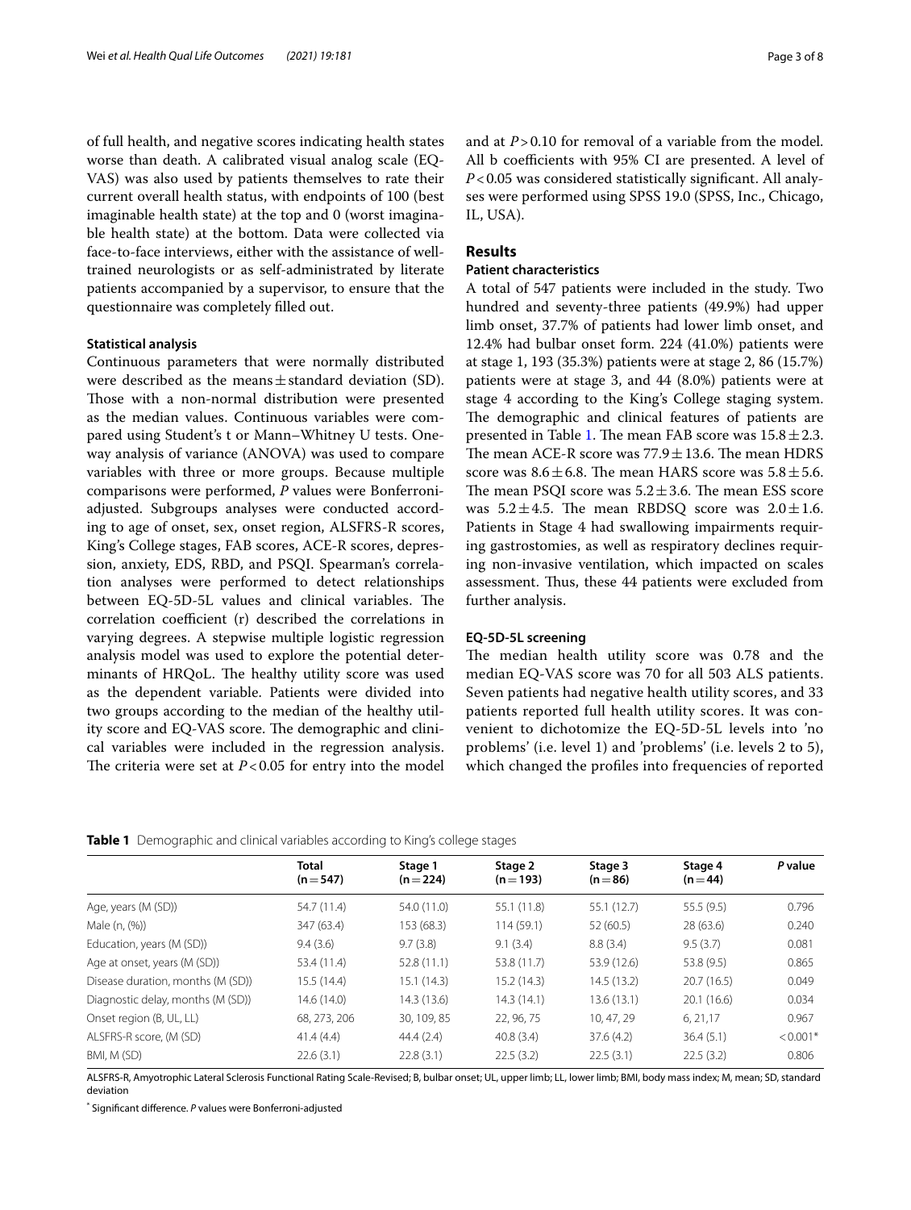of full health, and negative scores indicating health states worse than death. A calibrated visual analog scale (EQ-VAS) was also used by patients themselves to rate their current overall health status, with endpoints of 100 (best imaginable health state) at the top and 0 (worst imaginable health state) at the bottom. Data were collected via face-to-face interviews, either with the assistance of well-trained neurologists or as self-administrated by literate patients accompanied by a supervisor, to ensure that the questionnaire was completely filled out.

### Statistical analysis

Continuous parameters that were normally distributed were described as the means ± standard deviation (SD). Those with a non-normal distribution were presented as the median values. Continuous variables were compared using Student's t or Mann–Whitney U tests. Oneway analysis of variance (ANOVA) was used to compare variables with three or more groups. Because multiple comparisons were performed, *P* values were Bonferroni-adjusted. Subgroups analyses were conducted according to age of onset, sex, onset region, ALSFRS-R scores, King's College stages, FAB scores, ACE-R scores, depression, anxiety, EDS, RBD, and PSQI. Spearman's correlation analyses were performed to detect relationships between EQ-5D-5L values and clinical variables. The correlation coefficient (r) described the correlations in varying degrees. A stepwise multiple logistic regression analysis model was used to explore the potential determinants of HRQoL. The healthy utility score was used as the dependent variable. Patients were divided into two groups according to the median of the healthy utility score and EQ-VAS score. The demographic and clinical variables were included in the regression analysis. The criteria were set at $P < 0.05$ for entry into the model and at $P > 0.10$ for removal of a variable from the model. All b coefficients with 95% CI are presented. A level of $P < 0.05$ was considered statistically significant. All analyses were performed using SPSS 19.0 (SPSS, Inc., Chicago, IL, USA).

## Results

### Patient characteristics

A total of 547 patients were included in the study. Two hundred and seventy-three patients (49.9%) had upper limb onset, 37.7% of patients had lower limb onset, and 12.4% had bulbar onset form. 224 (41.0%) patients were at stage 1, 193 (35.3%) patients were at stage 2, 86 (15.7%) patients were at stage 3, and 44 (8.0%) patients were at stage 4 according to the King's College staging system. The demographic and clinical features of patients are presented in Table 1. The mean FAB score was 15.8 ± 2.3. The mean ACE-R score was 77.9 ± 13.6. The mean HDRS score was 8.6 ± 6.8. The mean HARS score was 5.8 ± 5.6. The mean PSQI score was 5.2 ± 3.6. The mean ESS score was 5.2 ± 4.5. The mean RBDSQ score was 2.0 ± 1.6. Patients in Stage 4 had swallowing impairments requiring gastrostomies, as well as respiratory declines requiring non-invasive ventilation, which impacted on scales assessment. Thus, these 44 patients were excluded from further analysis.

### EQ-5D-5L screening

The median health utility score was 0.78 and the median EQ-VAS score was 70 for all 503 ALS patients. Seven patients had negative health utility scores, and 33 patients reported full health utility scores. It was convenient to dichotomize the EQ-5D-5L levels into 'no problems' (i.e. level 1) and 'problems' (i.e. levels 2 to 5), which changed the profiles into frequencies of reported

**Table 1** Demographic and clinical variables according to King's college stages

| | Total (n = 547) | Stage 1 (n = 224) | Stage 2 (n = 193) | Stage 3 (n = 86) | Stage 4 (n = 44) | *P* value |
|---|---|---|---|---|---|---|
| Age, years (M (SD)) | 54.7 (11.4) | 54.0 (11.0) | 55.1 (11.8) | 55.1 (12.7) | 55.5 (9.5) | 0.796 |
| Male (n, (%)) | 347 (63.4) | 153 (68.3) | 114 (59.1) | 52 (60.5) | 28 (63.6) | 0.240 |
| Education, years (M (SD)) | 9.4 (3.6) | 9.7 (3.8) | 9.1 (3.4) | 8.8 (3.4) | 9.5 (3.7) | 0.081 |
| Age at onset, years (M (SD)) | 53.4 (11.4) | 52.8 (11.1) | 53.8 (11.7) | 53.9 (12.6) | 53.8 (9.5) | 0.865 |
| Disease duration, months (M (SD)) | 15.5 (14.4) | 15.1 (14.3) | 15.2 (14.3) | 14.5 (13.2) | 20.7 (16.5) | 0.049 |
| Diagnostic delay, months (M (SD)) | 14.6 (14.0) | 14.3 (13.6) | 14.3 (14.1) | 13.6 (13.1) | 20.1 (16.6) | 0.034 |
| Onset region (B, UL, LL) | 68, 273, 206 | 30, 109, 85 | 22, 96, 75 | 10, 47, 29 | 6, 21,17 | 0.967 |
| ALSFRS-R score, (M (SD) | 41.4 (4.4) | 44.4 (2.4) | 40.8 (3.4) | 37.6 (4.2) | 36.4 (5.1) | < 0.001* |
| BMI, M (SD) | 22.6 (3.1) | 22.8 (3.1) | 22.5 (3.2) | 22.5 (3.1) | 22.5 (3.2) | 0.806 |

ALSFRS-R, Amyotrophic Lateral Sclerosis Functional Rating Scale-Revised; B, bulbar onset; UL, upper limb; LL, lower limb; BMI, body mass index; M, mean; SD, standard deviation

\* Significant difference. *P* values were Bonferroni-adjusted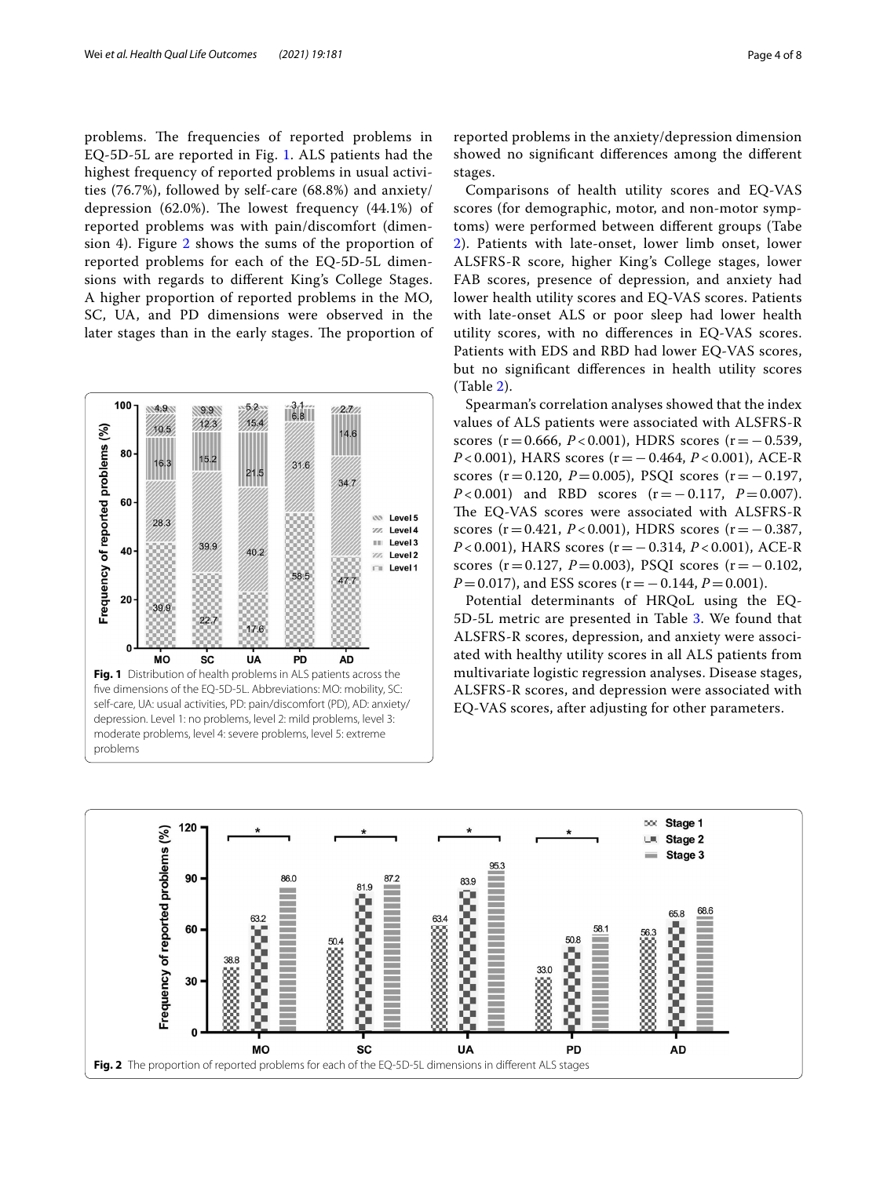problems. The frequencies of reported problems in EQ-5D-5L are reported in Fig. 1. ALS patients had the highest frequency of reported problems in usual activities (76.7%), followed by self-care (68.8%) and anxiety/depression (62.0%). The lowest frequency (44.1%) of reported problems was with pain/discomfort (dimension 4). Figure 2 shows the sums of the proportion of reported problems for each of the EQ-5D-5L dimensions with regards to different King's College Stages. A higher proportion of reported problems in the MO, SC, UA, and PD dimensions were observed in the later stages than in the early stages. The proportion of reported problems in the anxiety/depression dimension showed no significant differences among the different stages.

**Fig. 1** Distribution of health problems in ALS patients across the five dimensions of the EQ-5D-5L. Abbreviations: MO: mobility, SC: self-care, UA: usual activities, PD: pain/discomfort (PD), AD: anxiety/depression. Level 1: no problems, level 2: mild problems, level 3: moderate problems, level 4: severe problems, level 5: extreme problems

Comparisons of health utility scores and EQ-VAS scores (for demographic, motor, and non-motor symptoms) were performed between different groups (Tabe 2). Patients with late-onset, lower limb onset, lower ALSFRS-R score, higher King's College stages, lower FAB scores, presence of depression, and anxiety had lower health utility scores and EQ-VAS scores. Patients with late-onset ALS or poor sleep had lower health utility scores, with no differences in EQ-VAS scores. Patients with EDS and RBD had lower EQ-VAS scores, but no significant differences in health utility scores (Table 2).

Spearman's correlation analyses showed that the index values of ALS patients were associated with ALSFRS-R scores ($r = 0.666$, $P < 0.001$), HDRS scores ($r = -0.539$, $P < 0.001$), HARS scores ($r = -0.464$, $P < 0.001$), ACE-R scores ($r = 0.120$, $P = 0.005$), PSQI scores ($r = -0.197$, $P < 0.001$) and RBD scores ($r = -0.117$, $P = 0.007$). The EQ-VAS scores were associated with ALSFRS-R scores ($r = 0.421$, $P < 0.001$), HDRS scores ($r = -0.387$, $P < 0.001$), HARS scores ($r = -0.314$, $P < 0.001$), ACE-R scores ($r = 0.127$, $P = 0.003$), PSQI scores ($r = -0.102$, $P = 0.017$), and ESS scores ($r = -0.144$, $P = 0.001$).

Potential determinants of HRQoL using the EQ-5D-5L metric are presented in Table 3. We found that ALSFRS-R scores, depression, and anxiety were associated with healthy utility scores in all ALS patients from multivariate logistic regression analyses. Disease stages, ALSFRS-R scores, and depression were associated with EQ-VAS scores, after adjusting for other parameters.

**Fig. 2** The proportion of reported problems for each of the EQ-5D-5L dimensions in different ALS stages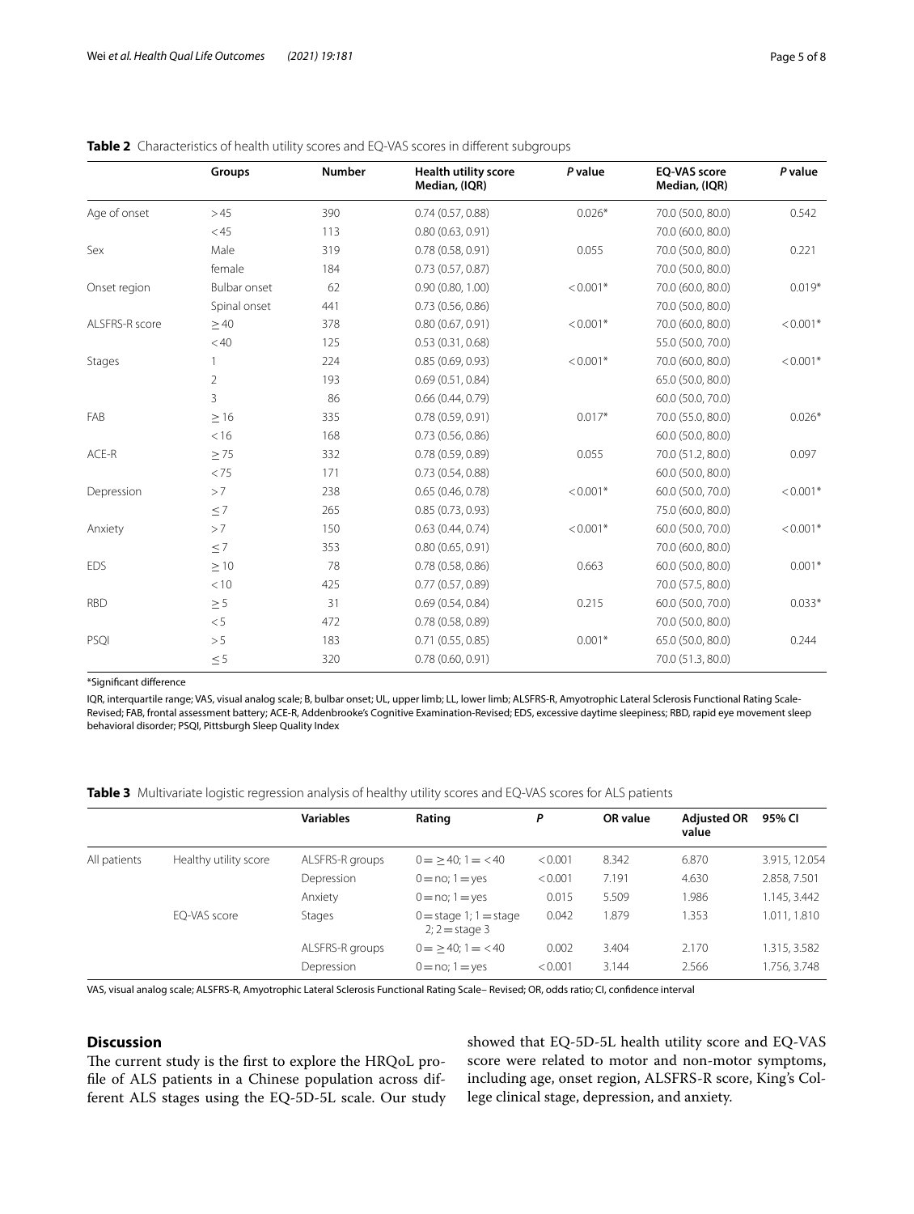**Table 2** Characteristics of health utility scores and EQ-VAS scores in different subgroups

| | Groups | Number | Health utility score Median, (IQR) | *P* value | EQ-VAS score Median, (IQR) | *P* value |
|---|---|---|---|---|---|---|
| Age of onset | > 45 | 390 | 0.74 (0.57, 0.88) | 0.026* | 70.0 (50.0, 80.0) | 0.542 |
| | < 45 | 113 | 0.80 (0.63, 0.91) | | 70.0 (60.0, 80.0) | |
| Sex | Male | 319 | 0.78 (0.58, 0.91) | 0.055 | 70.0 (50.0, 80.0) | 0.221 |
| | female | 184 | 0.73 (0.57, 0.87) | | 70.0 (50.0, 80.0) | |
| Onset region | Bulbar onset | 62 | 0.90 (0.80, 1.00) | < 0.001* | 70.0 (60.0, 80.0) | 0.019* |
| | Spinal onset | 441 | 0.73 (0.56, 0.86) | | 70.0 (50.0, 80.0) | |
| ALSFRS-R score | ≥ 40 | 378 | 0.80 (0.67, 0.91) | < 0.001* | 70.0 (60.0, 80.0) | < 0.001* |
| | < 40 | 125 | 0.53 (0.31, 0.68) | | 55.0 (50.0, 70.0) | |
| Stages | 1 | 224 | 0.85 (0.69, 0.93) | < 0.001* | 70.0 (60.0, 80.0) | < 0.001* |
| | 2 | 193 | 0.69 (0.51, 0.84) | | 65.0 (50.0, 80.0) | |
| | 3 | 86 | 0.66 (0.44, 0.79) | | 60.0 (50.0, 70.0) | |
| FAB | ≥ 16 | 335 | 0.78 (0.59, 0.91) | 0.017* | 70.0 (55.0, 80.0) | 0.026* |
| | < 16 | 168 | 0.73 (0.56, 0.86) | | 60.0 (50.0, 80.0) | |
| ACE-R | ≥ 75 | 332 | 0.78 (0.59, 0.89) | 0.055 | 70.0 (51.2, 80.0) | 0.097 |
| | < 75 | 171 | 0.73 (0.54, 0.88) | | 60.0 (50.0, 80.0) | |
| Depression | > 7 | 238 | 0.65 (0.46, 0.78) | < 0.001* | 60.0 (50.0, 70.0) | < 0.001* |
| | ≤ 7 | 265 | 0.85 (0.73, 0.93) | | 75.0 (60.0, 80.0) | |
| Anxiety | > 7 | 150 | 0.63 (0.44, 0.74) | < 0.001* | 60.0 (50.0, 70.0) | < 0.001* |
| | ≤ 7 | 353 | 0.80 (0.65, 0.91) | | 70.0 (60.0, 80.0) | |
| EDS | ≥ 10 | 78 | 0.78 (0.58, 0.86) | 0.663 | 60.0 (50.0, 80.0) | 0.001* |
| | < 10 | 425 | 0.77 (0.57, 0.89) | | 70.0 (57.5, 80.0) | |
| RBD | ≥ 5 | 31 | 0.69 (0.54, 0.84) | 0.215 | 60.0 (50.0, 70.0) | 0.033* |
| | < 5 | 472 | 0.78 (0.58, 0.89) | | 70.0 (50.0, 80.0) | |
| PSQI | > 5 | 183 | 0.71 (0.55, 0.85) | 0.001* | 65.0 (50.0, 80.0) | 0.244 |
| | ≤ 5 | 320 | 0.78 (0.60, 0.91) | | 70.0 (51.3, 80.0) | |

*Significant difference

IQR, interquartile range; VAS, visual analog scale; B, bulbar onset; UL, upper limb; LL, lower limb; ALSFRS-R, Amyotrophic Lateral Sclerosis Functional Rating Scale-Revised; FAB, frontal assessment battery; ACE-R, Addenbrooke's Cognitive Examination-Revised; EDS, excessive daytime sleepiness; RBD, rapid eye movement sleep behavioral disorder; PSQI, Pittsburgh Sleep Quality Index

**Table 3** Multivariate logistic regression analysis of healthy utility scores and EQ-VAS scores for ALS patients

| | | Variables | Rating | *P* | OR value | Adjusted OR value | 95% CI |
|---|---|---|---|---|---|---|---|
| All patients | Healthy utility score | ALSFRS-R groups | 0 = ≥ 40; 1 = < 40 | < 0.001 | 8.342 | 6.870 | 3.915, 12.054 |
| | | Depression | 0 = no; 1 = yes | < 0.001 | 7.191 | 4.630 | 2.858, 7.501 |
| | | Anxiety | 0 = no; 1 = yes | 0.015 | 5.509 | 1.986 | 1.145, 3.442 |
| | EQ-VAS score | Stages | 0 = stage 1; 1 = stage 2; 2 = stage 3 | 0.042 | 1.879 | 1.353 | 1.011, 1.810 |
| | | ALSFRS-R groups | 0 = ≥ 40; 1 = < 40 | 0.002 | 3.404 | 2.170 | 1.315, 3.582 |
| | | Depression | 0 = no; 1 = yes | < 0.001 | 3.144 | 2.566 | 1.756, 3.748 |

VAS, visual analog scale; ALSFRS-R, Amyotrophic Lateral Sclerosis Functional Rating Scale– Revised; OR, odds ratio; CI, confidence interval

## Discussion

The current study is the first to explore the HRQoL profile of ALS patients in a Chinese population across different ALS stages using the EQ-5D-5L scale. Our study showed that EQ-5D-5L health utility score and EQ-VAS score were related to motor and non-motor symptoms, including age, onset region, ALSFRS-R score, King's College clinical stage, depression, and anxiety.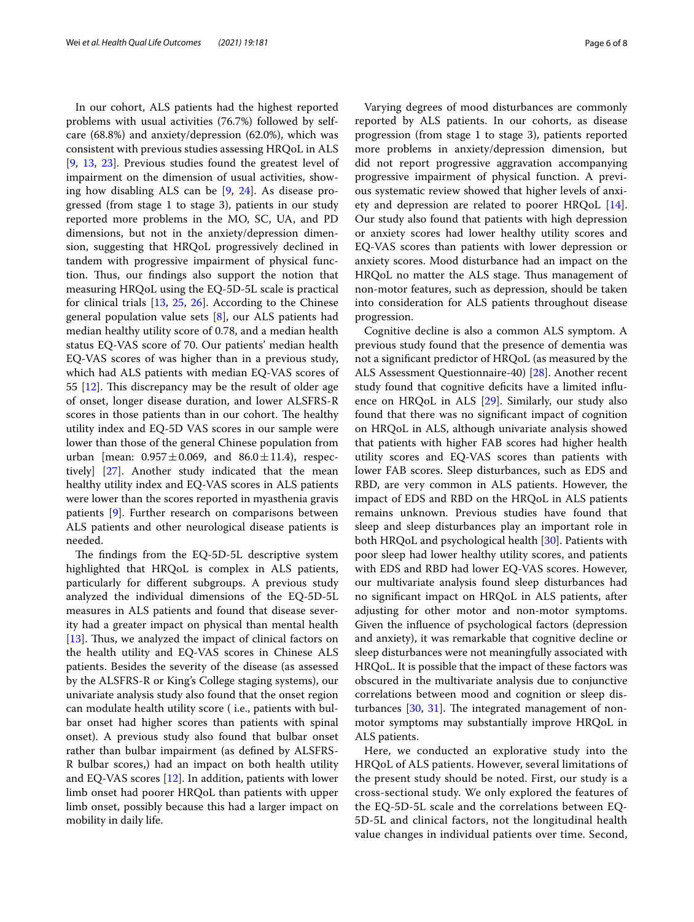In our cohort, ALS patients had the highest reported problems with usual activities (76.7%) followed by self-care (68.8%) and anxiety/depression (62.0%), which was consistent with previous studies assessing HRQoL in ALS [9, 13, 23]. Previous studies found the greatest level of impairment on the dimension of usual activities, showing how disabling ALS can be [9, 24]. As disease progressed (from stage 1 to stage 3), patients in our study reported more problems in the MO, SC, UA, and PD dimensions, but not in the anxiety/depression dimension, suggesting that HRQoL progressively declined in tandem with progressive impairment of physical function. Thus, our findings also support the notion that measuring HRQoL using the EQ-5D-5L scale is practical for clinical trials [13, 25, 26]. According to the Chinese general population value sets [8], our ALS patients had median healthy utility score of 0.78, and a median health status EQ-VAS score of 70. Our patients' median health EQ-VAS scores of was higher than in a previous study, which had ALS patients with median EQ-VAS scores of 55 [12]. This discrepancy may be the result of older age of onset, longer disease duration, and lower ALSFRS-R scores in those patients than in our cohort. The healthy utility index and EQ-5D VAS scores in our sample were lower than those of the general Chinese population from urban [mean: $0.957 \pm 0.069$, and $86.0 \pm 11.4$), respectively] [27]. Another study indicated that the mean healthy utility index and EQ-VAS scores in ALS patients were lower than the scores reported in myasthenia gravis patients [9]. Further research on comparisons between ALS patients and other neurological disease patients is needed.

The findings from the EQ-5D-5L descriptive system highlighted that HRQoL is complex in ALS patients, particularly for different subgroups. A previous study analyzed the individual dimensions of the EQ-5D-5L measures in ALS patients and found that disease severity had a greater impact on physical than mental health [13]. Thus, we analyzed the impact of clinical factors on the health utility and EQ-VAS scores in Chinese ALS patients. Besides the severity of the disease (as assessed by the ALSFRS-R or King's College staging systems), our univariate analysis study also found that the onset region can modulate health utility score ( i.e., patients with bulbar onset had higher scores than patients with spinal onset). A previous study also found that bulbar onset rather than bulbar impairment (as defined by ALSFRS-R bulbar scores,) had an impact on both health utility and EQ-VAS scores [12]. In addition, patients with lower limb onset had poorer HRQoL than patients with upper limb onset, possibly because this had a larger impact on mobility in daily life.

Varying degrees of mood disturbances are commonly reported by ALS patients. In our cohorts, as disease progression (from stage 1 to stage 3), patients reported more problems in anxiety/depression dimension, but did not report progressive aggravation accompanying progressive impairment of physical function. A previous systematic review showed that higher levels of anxiety and depression are related to poorer HRQoL [14]. Our study also found that patients with high depression or anxiety scores had lower healthy utility scores and EQ-VAS scores than patients with lower depression or anxiety scores. Mood disturbance had an impact on the HRQoL no matter the ALS stage. Thus management of non-motor features, such as depression, should be taken into consideration for ALS patients throughout disease progression.

Cognitive decline is also a common ALS symptom. A previous study found that the presence of dementia was not a significant predictor of HRQoL (as measured by the ALS Assessment Questionnaire-40) [28]. Another recent study found that cognitive deficits have a limited influence on HRQoL in ALS [29]. Similarly, our study also found that there was no significant impact of cognition on HRQoL in ALS, although univariate analysis showed that patients with higher FAB scores had higher health utility scores and EQ-VAS scores than patients with lower FAB scores. Sleep disturbances, such as EDS and RBD, are very common in ALS patients. However, the impact of EDS and RBD on the HRQoL in ALS patients remains unknown. Previous studies have found that sleep and sleep disturbances play an important role in both HRQoL and psychological health [30]. Patients with poor sleep had lower healthy utility scores, and patients with EDS and RBD had lower EQ-VAS scores. However, our multivariate analysis found sleep disturbances had no significant impact on HRQoL in ALS patients, after adjusting for other motor and non-motor symptoms. Given the influence of psychological factors (depression and anxiety), it was remarkable that cognitive decline or sleep disturbances were not meaningfully associated with HRQoL. It is possible that the impact of these factors was obscured in the multivariate analysis due to conjunctive correlations between mood and cognition or sleep disturbances [30, 31]. The integrated management of non-motor symptoms may substantially improve HRQoL in ALS patients.

Here, we conducted an explorative study into the HRQoL of ALS patients. However, several limitations of the present study should be noted. First, our study is a cross-sectional study. We only explored the features of the EQ-5D-5L scale and the correlations between EQ-5D-5L and clinical factors, not the longitudinal health value changes in individual patients over time. Second,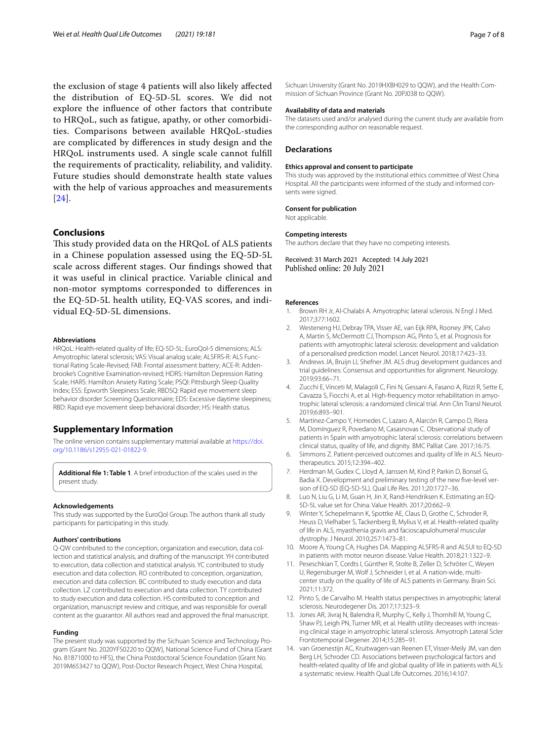the exclusion of stage 4 patients will also likely affected the distribution of EQ-5D-5L scores. We did not explore the influence of other factors that contribute to HRQoL, such as fatigue, apathy, or other comorbidities. Comparisons between available HRQoL-studies are complicated by differences in study design and the HRQoL instruments used. A single scale cannot fulfill the requirements of practicality, reliability, and validity. Future studies should demonstrate health state values with the help of various approaches and measurements [24].

## Conclusions

This study provided data on the HRQoL of ALS patients in a Chinese population assessed using the EQ-5D-5L scale across different stages. Our findings showed that it was useful in clinical practice. Variable clinical and non-motor symptoms corresponded to differences in the EQ-5D-5L health utility, EQ-VAS scores, and individual EQ-5D-5L dimensions.

#### Abbreviations

HRQoL: Health-related quality of life; EQ-5D-5L: EuroQol-5 dimensions; ALS: Amyotrophic lateral sclerosis; VAS: Visual analog scale; ALSFRS-R: ALS Functional Rating Scale-Revised; FAB: Frontal assessment battery; ACE-R: Addenbrooke's Cognitive Examination-revised; HDRS: Hamilton Depression Rating Scale; HARS: Hamilton Anxiety Rating Scale; PSQI: Pittsburgh Sleep Quality Index; ESS: Epworth Sleepiness Scale; RBDSQ: Rapid eye movement sleep behavior disorder Screening Questionnaire; EDS: Excessive daytime sleepiness; RBD: Rapid eye movement sleep behavioral disorder; HS: Health status.

## Supplementary Information

The online version contains supplementary material available at https://doi.org/10.1186/s12955-021-01822-9.

**Additional file 1: Table 1**. A brief introduction of the scales used in the present study.

#### Acknowledgements

This study was supported by the EuroQol Group. The authors thank all study participants for participating in this study.

#### Authors' contributions

Q-QW contributed to the conception, organization and execution, data collection and statistical analysis, and drafting of the manuscript. YH contributed to execution, data collection and statistical analysis. YC contributed to study execution and data collection. RO contributed to conception, organization, execution and data collection. BC contributed to study execution and data collection. LZ contributed to execution and data collection. TY contributed to study execution and data collection. HS contributed to conception and organization, manuscript review and critique, and was responsible for overall content as the guarantor. All authors read and approved the final manuscript.

#### Funding

The present study was supported by the Sichuan Science and Technology Program (Grant No. 2020YFS0220 to QQW), National Science Fund of China (Grant No. 81871000 to HFS), the China Postdoctoral Science Foundation (Grant No. 2019M653427 to QQW), Post-Doctor Research Project, West China Hospital, Sichuan University (Grant No. 2019HXBH029 to QQW), and the Health Commission of Sichuan Province (Grant No. 20PJ038 to QQW).

#### Availability of data and materials

The datasets used and/or analysed during the current study are available from the corresponding author on reasonable request.

## Declarations

#### Ethics approval and consent to participate

This study was approved by the institutional ethics committee of West China Hospital. All the participants were informed of the study and informed consents were signed.

#### Consent for publication

Not applicable.

#### Competing interests

The authors declare that they have no competing interests.

Received: 31 March 2021 Accepted: 14 July 2021
Published online: 20 July 2021

#### References

1. Brown RH Jr, Al-Chalabi A. Amyotrophic lateral sclerosis. N Engl J Med. 2017;377:1602.
2. Westeneng HJ, Debray TPA, Visser AE, van Eijk RPA, Rooney JPK, Calvo A, Martin S, McDermott CJ, Thompson AG, Pinto S, et al. Prognosis for patients with amyotrophic lateral sclerosis: development and validation of a personalised prediction model. Lancet Neurol. 2018;17:423–33.
3. Andrews JA, Bruijn LI, Shefner JM. ALS drug development guidances and trial guidelines: Consensus and opportunities for alignment. Neurology. 2019;93:66–71.
4. Zucchi E, Vinceti M, Malagoli C, Fini N, Gessani A, Fasano A, Rizzi R, Sette E, Cavazza S, Fiocchi A, et al. High-frequency motor rehabilitation in amyotrophic lateral sclerosis: a randomized clinical trial. Ann Clin Transl Neurol. 2019;6:893–901.
5. Martínez-Campo Y, Homedes C, Lazaro A, Alarcón R, Campo D, Riera M, Domínguez R, Povedano M, Casasnovas C. Observational study of patients in Spain with amyotrophic lateral sclerosis: correlations between clinical status, quality of life, and dignity. BMC Palliat Care. 2017;16:75.
6. Simmons Z. Patient-perceived outcomes and quality of life in ALS. Neurotherapeutics. 2015;12:394–402.
7. Herdman M, Gudex C, Lloyd A, Janssen M, Kind P, Parkin D, Bonsel G, Badia X. Development and preliminary testing of the new five-level version of EQ-5D (EQ-5D-5L). Qual Life Res. 2011;20:1727–36.
8. Luo N, Liu G, Li M, Guan H, Jin X, Rand-Hendriksen K. Estimating an EQ-5D-5L value set for China. Value Health. 2017;20:662–9.
9. Winter Y, Schepelmann K, Spottke AE, Claus D, Grothe C, Schroder R, Heuss D, Vielhaber S, Tackenberg B, Mylius V, et al. Health-related quality of life in ALS, myasthenia gravis and facioscapulohumeral muscular dystrophy. J Neurol. 2010;257:1473–81.
10. Moore A, Young CA, Hughes DA. Mapping ALSFRS-R and ALSUI to EQ-5D in patients with motor neuron disease. Value Health. 2018;21:1322–9.
11. Peseschkian T, Cordts I, Günther R, Stolte B, Zeller D, Schröter C, Weyen U, Regensburger M, Wolf J, Schneider I, et al. A nation-wide, multicenter study on the quality of life of ALS patients in Germany. Brain Sci. 2021;11:372.
12. Pinto S, de Carvalho M. Health status perspectives in amyotrophic lateral sclerosis. Neurodegener Dis. 2017;17:323–9.
13. Jones AR, Jivraj N, Balendra R, Murphy C, Kelly J, Thornhill M, Young C, Shaw PJ, Leigh PN, Turner MR, et al. Health utility decreases with increasing clinical stage in amyotrophic lateral sclerosis. Amyotroph Lateral Scler Frontotemporal Degener. 2014;15:285–91.
14. van Groenestijn AC, Kruitwagen-van Reenen ET, Visser-Meily JM, van den Berg LH, Schroder CD. Associations between psychological factors and health-related quality of life and global quality of life in patients with ALS: a systematic review. Health Qual Life Outcomes. 2016;14:107.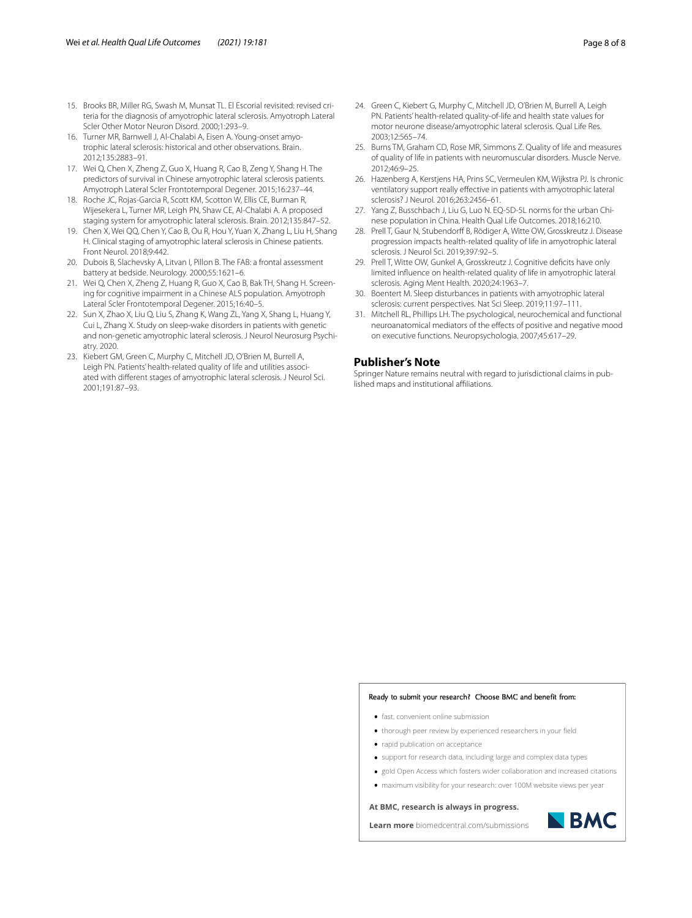15. Brooks BR, Miller RG, Swash M, Munsat TL. El Escorial revisited: revised criteria for the diagnosis of amyotrophic lateral sclerosis. Amyotroph Lateral Scler Other Motor Neuron Disord. 2000;1:293–9.
16. Turner MR, Barnwell J, Al-Chalabi A, Eisen A. Young-onset amyotrophic lateral sclerosis: historical and other observations. Brain. 2012;135:2883–91.
17. Wei Q, Chen X, Zheng Z, Guo X, Huang R, Cao B, Zeng Y, Shang H. The predictors of survival in Chinese amyotrophic lateral sclerosis patients. Amyotroph Lateral Scler Frontotemporal Degener. 2015;16:237–44.
18. Roche JC, Rojas-Garcia R, Scott KM, Scotton W, Ellis CE, Burman R, Wijesekera L, Turner MR, Leigh PN, Shaw CE, Al-Chalabi A. A proposed staging system for amyotrophic lateral sclerosis. Brain. 2012;135:847–52.
19. Chen X, Wei QQ, Chen Y, Cao B, Ou R, Hou Y, Yuan X, Zhang L, Liu H, Shang H. Clinical staging of amyotrophic lateral sclerosis in Chinese patients. Front Neurol. 2018;9:442.
20. Dubois B, Slachevsky A, Litvan I, Pillon B. The FAB: a frontal assessment battery at bedside. Neurology. 2000;55:1621–6.
21. Wei Q, Chen X, Zheng Z, Huang R, Guo X, Cao B, Bak TH, Shang H. Screening for cognitive impairment in a Chinese ALS population. Amyotroph Lateral Scler Frontotemporal Degener. 2015;16:40–5.
22. Sun X, Zhao X, Liu Q, Liu S, Zhang K, Wang ZL, Yang X, Shang L, Huang Y, Cui L, Zhang X. Study on sleep-wake disorders in patients with genetic and non-genetic amyotrophic lateral sclerosis. J Neurol Neurosurg Psychiatry. 2020.
23. Kiebert GM, Green C, Murphy C, Mitchell JD, O'Brien M, Burrell A, Leigh PN. Patients' health-related quality of life and utilities associated with different stages of amyotrophic lateral sclerosis. J Neurol Sci. 2001;191:87–93.
24. Green C, Kiebert G, Murphy C, Mitchell JD, O'Brien M, Burrell A, Leigh PN. Patients' health-related quality-of-life and health state values for motor neurone disease/amyotrophic lateral sclerosis. Qual Life Res. 2003;12:565–74.
25. Burns TM, Graham CD, Rose MR, Simmons Z. Quality of life and measures of quality of life in patients with neuromuscular disorders. Muscle Nerve. 2012;46:9–25.
26. Hazenberg A, Kerstjens HA, Prins SC, Vermeulen KM, Wijkstra PJ. Is chronic ventilatory support really effective in patients with amyotrophic lateral sclerosis? J Neurol. 2016;263:2456–61.
27. Yang Z, Busschbach J, Liu G, Luo N. EQ-5D-5L norms for the urban Chinese population in China. Health Qual Life Outcomes. 2018;16:210.
28. Prell T, Gaur N, Stubendorff B, Rödiger A, Witte OW, Grosskreutz J. Disease progression impacts health-related quality of life in amyotrophic lateral sclerosis. J Neurol Sci. 2019;397:92–5.
29. Prell T, Witte OW, Gunkel A, Grosskreutz J. Cognitive deficits have only limited influence on health-related quality of life in amyotrophic lateral sclerosis. Aging Ment Health. 2020;24:1963–7.
30. Boentert M. Sleep disturbances in patients with amyotrophic lateral sclerosis: current perspectives. Nat Sci Sleep. 2019;11:97–111.
31. Mitchell RL, Phillips LH. The psychological, neurochemical and functional neuroanatomical mediators of the effects of positive and negative mood on executive functions. Neuropsychologia. 2007;45:617–29.

## Publisher's Note

Springer Nature remains neutral with regard to jurisdictional claims in published maps and institutional affiliations.

Ready to submit your research? Choose BMC and benefit from:

- fast, convenient online submission
- thorough peer review by experienced researchers in your field
- rapid publication on acceptance
- support for research data, including large and complex data types
- gold Open Access which fosters wider collaboration and increased citations
- maximum visibility for your research: over 100M website views per year

**At BMC, research is always in progress.**

**Learn more** biomedcentral.com/submissions

BMC